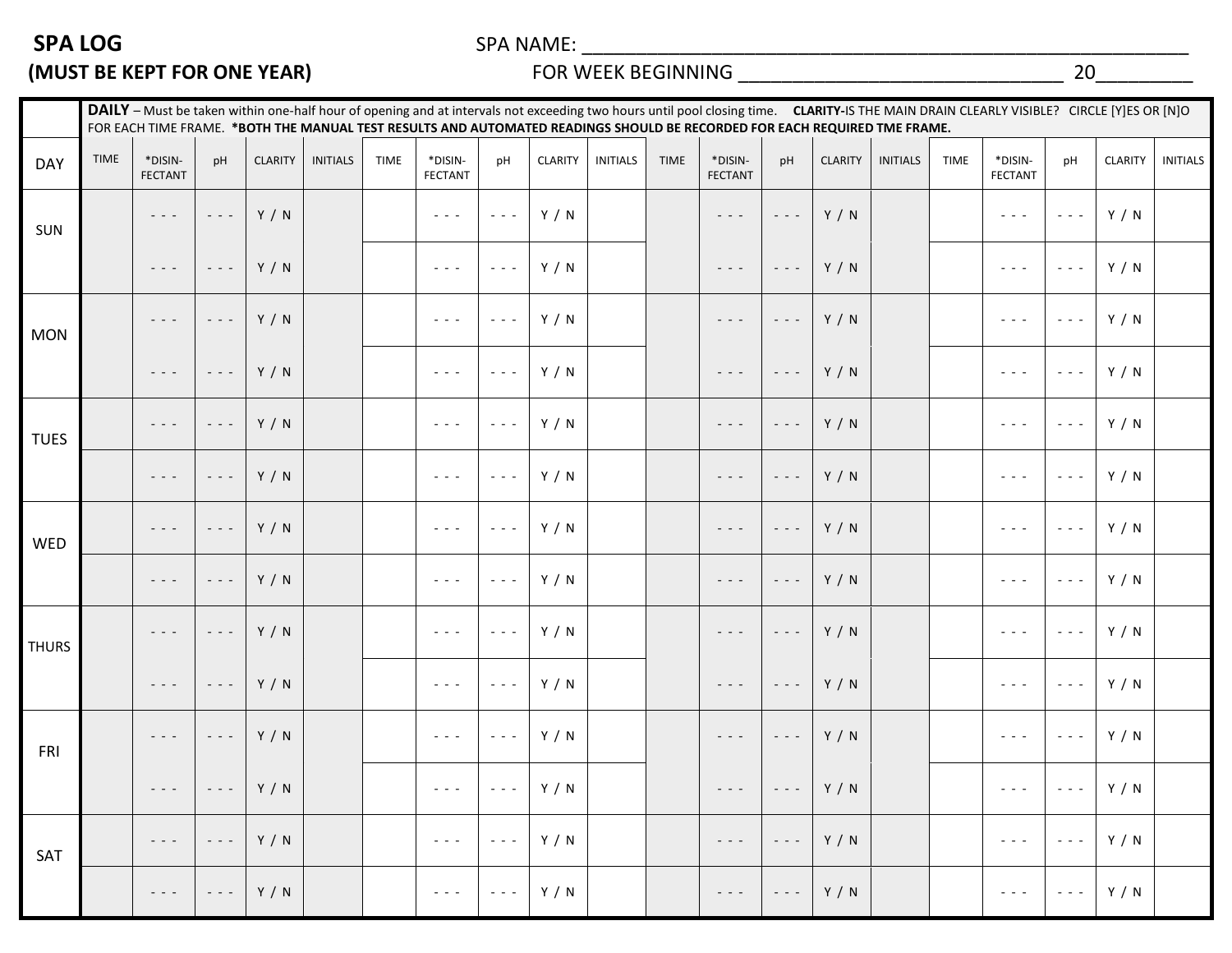**SPA LOG**

**(MUST BE KEPT FOR ONE YEAR)**

SPA NAME: ______________________________________________________

FOR WEEK BEGINNING ______________________________ 20_________

**DAILY** – Must be taken within one-half hour of opening and at intervals not exceeding two hours until pool closing time. **CLARITY-**IS THE MAIN DRAIN CLEARLY VISIBLE? CIRCLE [Y]ES OR [N]O FOR EACH TIME FRAME. ***BOTH THE MANUAL TEST RESULTS AND AUTOMATED READINGS SHOULD BE RECORDED FOR EACH REQUIRED TME FRAME.**

| DAY | TIME | *DISIN-FECTANT | pH | CLARITY | INITIALS | TIME | *DISIN-FECTANT | pH | CLARITY | INITIALS | TIME | *DISIN-FECTANT | pH | CLARITY | INITIALS | TIME | *DISIN-FECTANT | pH | CLARITY | INITIALS |
|---|---|---|---|---|---|---|---|---|---|---|---|---|---|---|---|---|---|---|---|---|
| SUN | | - - - | - - - | Y / N | | | - - - | - - - | Y / N | | | - - - | - - - | Y / N | | | - - - | - - - | Y / N | |
| | | - - - | - - - | Y / N | | | - - - | - - - | Y / N | | | - - - | - - - | Y / N | | | - - - | - - - | Y / N | |
| MON | | - - - | - - - | Y / N | | | - - - | - - - | Y / N | | | - - - | - - - | Y / N | | | - - - | - - - | Y / N | |
| | | - - - | - - - | Y / N | | | - - - | - - - | Y / N | | | - - - | - - - | Y / N | | | - - - | - - - | Y / N | |
| TUES | | - - - | - - - | Y / N | | | - - - | - - - | Y / N | | | - - - | - - - | Y / N | | | - - - | - - - | Y / N | |
| | | - - - | - - - | Y / N | | | - - - | - - - | Y / N | | | - - - | - - - | Y / N | | | - - - | - - - | Y / N | |
| WED | | - - - | - - - | Y / N | | | - - - | - - - | Y / N | | | - - - | - - - | Y / N | | | - - - | - - - | Y / N | |
| | | - - - | - - - | Y / N | | | - - - | - - - | Y / N | | | - - - | - - - | Y / N | | | - - - | - - - | Y / N | |
| THURS | | - - - | - - - | Y / N | | | - - - | - - - | Y / N | | | - - - | - - - | Y / N | | | - - - | - - - | Y / N | |
| | | - - - | - - - | Y / N | | | - - - | - - - | Y / N | | | - - - | - - - | Y / N | | | - - - | - - - | Y / N | |
| FRI | | - - - | - - - | Y / N | | | - - - | - - - | Y / N | | | - - - | - - - | Y / N | | | - - - | - - - | Y / N | |
| | | - - - | - - - | Y / N | | | - - - | - - - | Y / N | | | - - - | - - - | Y / N | | | - - - | - - - | Y / N | |
| SAT | | - - - | - - - | Y / N | | | - - - | - - - | Y / N | | | - - - | - - - | Y / N | | | - - - | - - - | Y / N | |
| | | - - - | - - - | Y / N | | | - - - | - - - | Y / N | | | - - - | - - - | Y / N | | | - - - | - - - | Y / N | |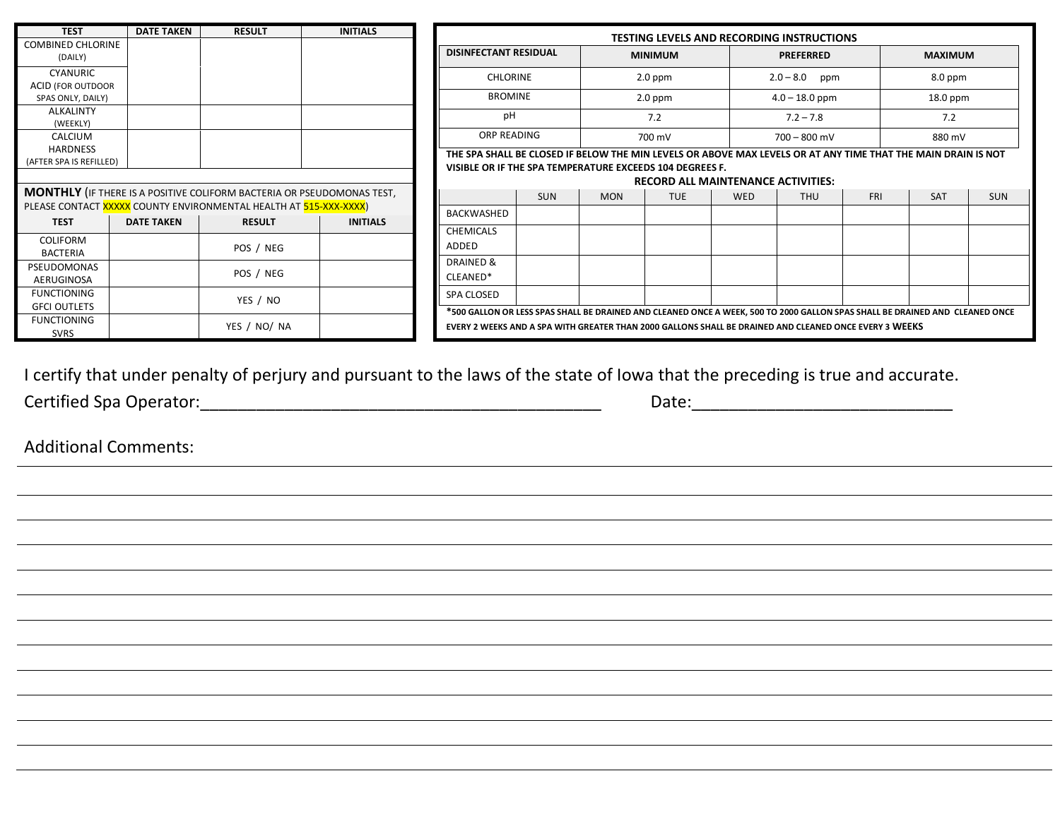| TEST | DATE TAKEN | RESULT | INITIALS |
| --- | --- | --- | --- |
| COMBINED CHLORINE (DAILY) | | | |
| CYANURIC ACID (FOR OUTDOOR SPAS ONLY, DAILY) | | | |
| ALKALINTY (WEEKLY) | | | |
| CALCIUM HARDNESS (AFTER SPA IS REFILLED) | | | |

**MONTHLY** (IF THERE IS A POSITIVE COLIFORM BACTERIA OR PSEUDOMONAS TEST, PLEASE CONTACT XXXXX COUNTY ENVIRONMENTAL HEALTH AT 515-XXX-XXXX)

| TEST | DATE TAKEN | RESULT | INITIALS |
| --- | --- | --- | --- |
| COLIFORM BACTERIA | | POS / NEG | |
| PSEUDOMONAS AERUGINOSA | | POS / NEG | |
| FUNCTIONING GFCI OUTLETS | | YES / NO | |
| FUNCTIONING SVRS | | YES / NO/ NA | |

**TESTING LEVELS AND RECORDING INSTRUCTIONS**

| DISINFECTANT RESIDUAL | MINIMUM | PREFERRED | MAXIMUM |
| --- | --- | --- | --- |
| CHLORINE | 2.0 ppm | 2.0 – 8.0 ppm | 8.0 ppm |
| BROMINE | 2.0 ppm | 4.0 – 18.0 ppm | 18.0 ppm |
| pH | 7.2 | 7.2 – 7.8 | 7.2 |
| ORP READING | 700 mV | 700 – 800 mV | 880 mV |

**THE SPA SHALL BE CLOSED IF BELOW THE MIN LEVELS OR ABOVE MAX LEVELS OR AT ANY TIME THAT THE MAIN DRAIN IS NOT VISIBLE OR IF THE SPA TEMPERATURE EXCEEDS 104 DEGREES F.**

**RECORD ALL MAINTENANCE ACTIVITIES:**

| | SUN | MON | TUE | WED | THU | FRI | SAT | SUN |
| --- | --- | --- | --- | --- | --- | --- | --- | --- |
| BACKWASHED | | | | | | | | |
| CHEMICALS ADDED | | | | | | | | |
| DRAINED & CLEANED* | | | | | | | | |
| SPA CLOSED | | | | | | | | |

***500 GALLON OR LESS SPAS SHALL BE DRAINED AND CLEANED ONCE A WEEK, 500 TO 2000 GALLON SPAS SHALL BE DRAINED AND CLEANED ONCE EVERY 2 WEEKS AND A SPA WITH GREATER THAN 2000 GALLONS SHALL BE DRAINED AND CLEANED ONCE EVERY 3 WEEKS**

I certify that under penalty of perjury and pursuant to the laws of the state of Iowa that the preceding is true and accurate.

Certified Spa Operator:_____________________________________________ Date:_____________________________

Additional Comments: